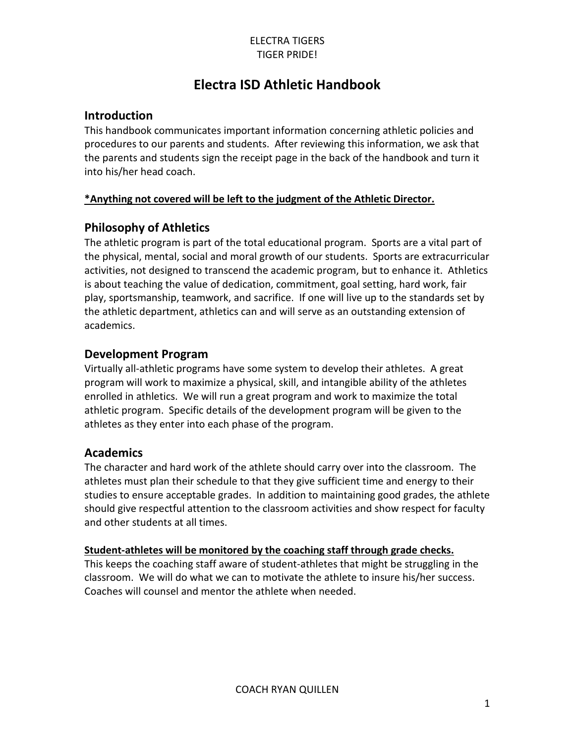ELECTRA TIGERS
TIGER PRIDE!

# Electra ISD Athletic Handbook

## Introduction

This handbook communicates important information concerning athletic policies and procedures to our parents and students. After reviewing this information, we ask that the parents and students sign the receipt page in the back of the handbook and turn it into his/her head coach.

**\*Anything not covered will be left to the judgment of the Athletic Director.**

## Philosophy of Athletics

The athletic program is part of the total educational program. Sports are a vital part of the physical, mental, social and moral growth of our students. Sports are extracurricular activities, not designed to transcend the academic program, but to enhance it. Athletics is about teaching the value of dedication, commitment, goal setting, hard work, fair play, sportsmanship, teamwork, and sacrifice. If one will live up to the standards set by the athletic department, athletics can and will serve as an outstanding extension of academics.

## Development Program

Virtually all-athletic programs have some system to develop their athletes. A great program will work to maximize a physical, skill, and intangible ability of the athletes enrolled in athletics. We will run a great program and work to maximize the total athletic program. Specific details of the development program will be given to the athletes as they enter into each phase of the program.

## Academics

The character and hard work of the athlete should carry over into the classroom. The athletes must plan their schedule to that they give sufficient time and energy to their studies to ensure acceptable grades. In addition to maintaining good grades, the athlete should give respectful attention to the classroom activities and show respect for faculty and other students at all times.

**Student-athletes will be monitored by the coaching staff through grade checks.**
This keeps the coaching staff aware of student-athletes that might be struggling in the classroom. We will do what we can to motivate the athlete to insure his/her success. Coaches will counsel and mentor the athlete when needed.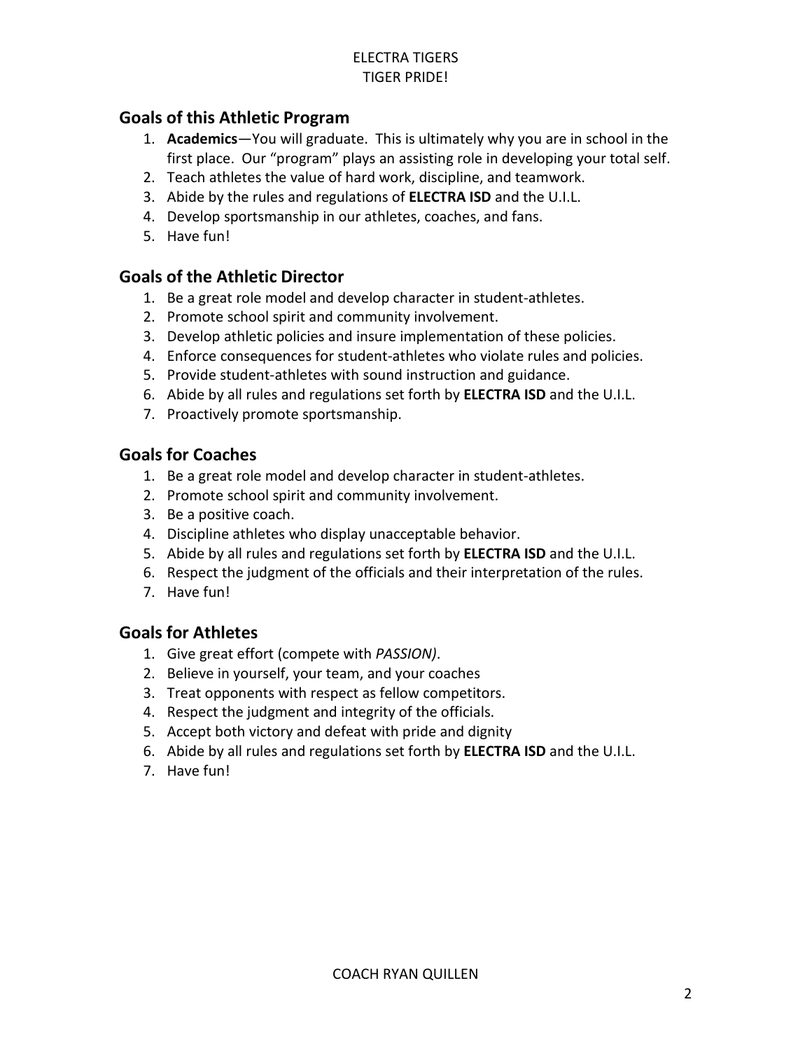## Goals of this Athletic Program

1. **Academics**—You will graduate. This is ultimately why you are in school in the first place. Our "program" plays an assisting role in developing your total self.
2. Teach athletes the value of hard work, discipline, and teamwork.
3. Abide by the rules and regulations of **ELECTRA ISD** and the U.I.L.
4. Develop sportsmanship in our athletes, coaches, and fans.
5. Have fun!

## Goals of the Athletic Director

1. Be a great role model and develop character in student-athletes.
2. Promote school spirit and community involvement.
3. Develop athletic policies and insure implementation of these policies.
4. Enforce consequences for student-athletes who violate rules and policies.
5. Provide student-athletes with sound instruction and guidance.
6. Abide by all rules and regulations set forth by **ELECTRA ISD** and the U.I.L.
7. Proactively promote sportsmanship.

## Goals for Coaches

1. Be a great role model and develop character in student-athletes.
2. Promote school spirit and community involvement.
3. Be a positive coach.
4. Discipline athletes who display unacceptable behavior.
5. Abide by all rules and regulations set forth by **ELECTRA ISD** and the U.I.L.
6. Respect the judgment of the officials and their interpretation of the rules.
7. Have fun!

## Goals for Athletes

1. Give great effort (compete with *PASSION)*.
2. Believe in yourself, your team, and your coaches
3. Treat opponents with respect as fellow competitors.
4. Respect the judgment and integrity of the officials.
5. Accept both victory and defeat with pride and dignity
6. Abide by all rules and regulations set forth by **ELECTRA ISD** and the U.I.L.
7. Have fun!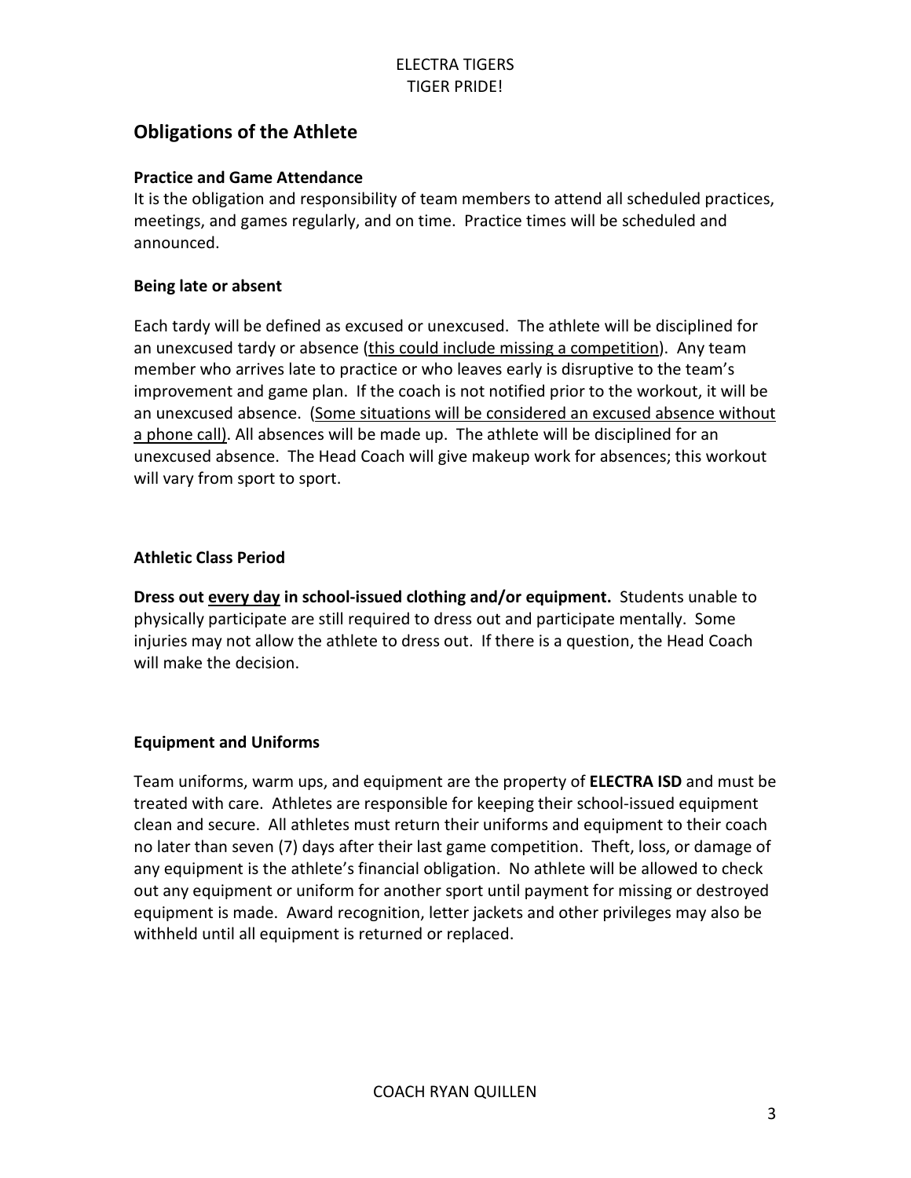## Obligations of the Athlete

### Practice and Game Attendance

It is the obligation and responsibility of team members to attend all scheduled practices, meetings, and games regularly, and on time. Practice times will be scheduled and announced.

### Being late or absent

Each tardy will be defined as excused or unexcused. The athlete will be disciplined for an unexcused tardy or absence (<u>this could include missing a competition</u>). Any team member who arrives late to practice or who leaves early is disruptive to the team's improvement and game plan. If the coach is not notified prior to the workout, it will be an unexcused absence. (<u>Some situations will be considered an excused absence without a phone call</u>). All absences will be made up. The athlete will be disciplined for an unexcused absence. The Head Coach will give makeup work for absences; this workout will vary from sport to sport.

### Athletic Class Period

**Dress out <u>every day</u> in school-issued clothing and/or equipment.** Students unable to physically participate are still required to dress out and participate mentally. Some injuries may not allow the athlete to dress out. If there is a question, the Head Coach will make the decision.

### Equipment and Uniforms

Team uniforms, warm ups, and equipment are the property of **ELECTRA ISD** and must be treated with care. Athletes are responsible for keeping their school-issued equipment clean and secure. All athletes must return their uniforms and equipment to their coach no later than seven (7) days after their last game competition. Theft, loss, or damage of any equipment is the athlete's financial obligation. No athlete will be allowed to check out any equipment or uniform for another sport until payment for missing or destroyed equipment is made. Award recognition, letter jackets and other privileges may also be withheld until all equipment is returned or replaced.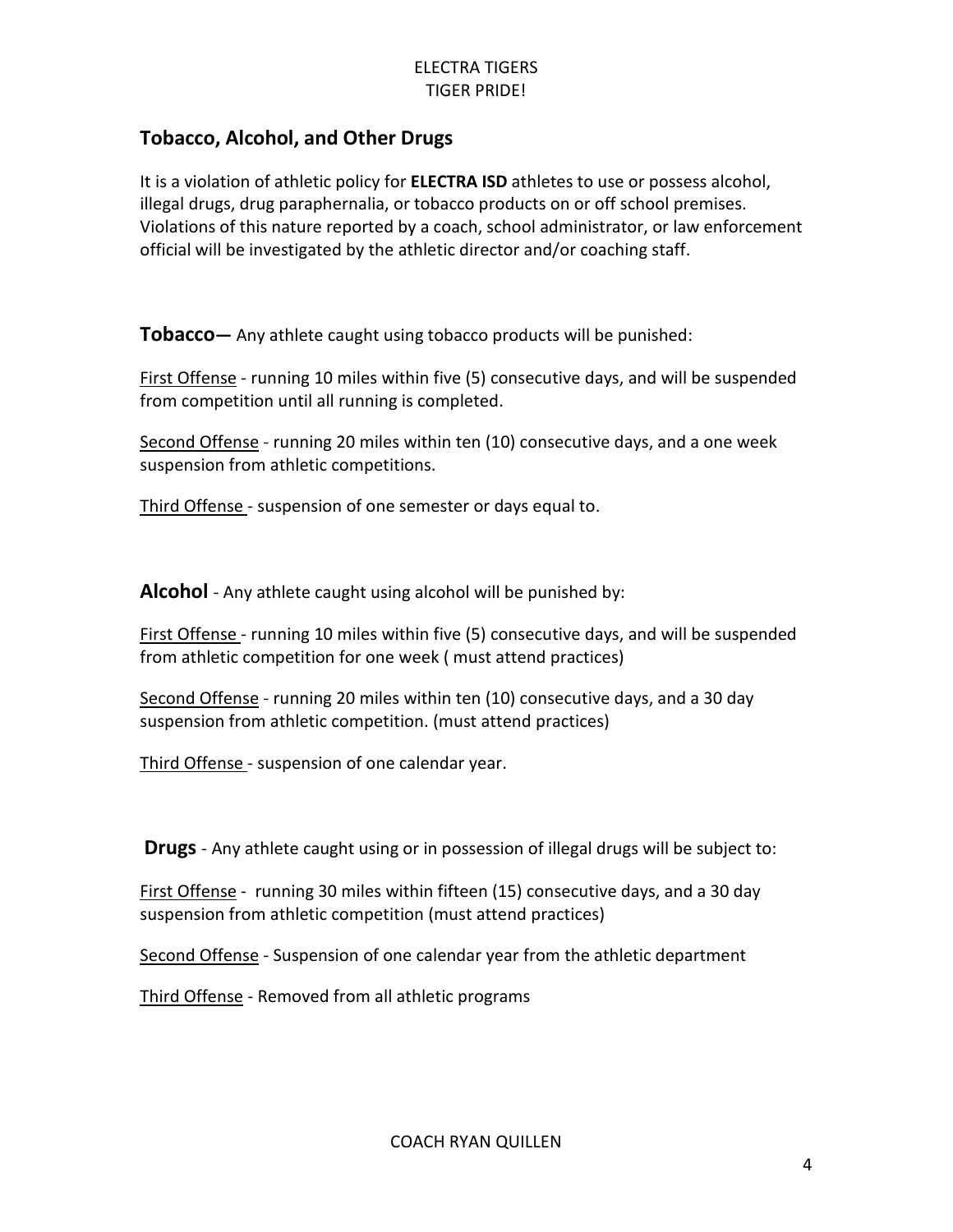## Tobacco, Alcohol, and Other Drugs

It is a violation of athletic policy for **ELECTRA ISD** athletes to use or possess alcohol, illegal drugs, drug paraphernalia, or tobacco products on or off school premises. Violations of this nature reported by a coach, school administrator, or law enforcement official will be investigated by the athletic director and/or coaching staff.

**Tobacco**— Any athlete caught using tobacco products will be punished:

First Offense - running 10 miles within five (5) consecutive days, and will be suspended from competition until all running is completed.

Second Offense - running 20 miles within ten (10) consecutive days, and a one week suspension from athletic competitions.

Third Offense - suspension of one semester or days equal to.

**Alcohol** - Any athlete caught using alcohol will be punished by:

First Offense - running 10 miles within five (5) consecutive days, and will be suspended from athletic competition for one week ( must attend practices)

Second Offense - running 20 miles within ten (10) consecutive days, and a 30 day suspension from athletic competition. (must attend practices)

Third Offense - suspension of one calendar year.

**Drugs** - Any athlete caught using or in possession of illegal drugs will be subject to:

First Offense - running 30 miles within fifteen (15) consecutive days, and a 30 day suspension from athletic competition (must attend practices)

Second Offense - Suspension of one calendar year from the athletic department

Third Offense - Removed from all athletic programs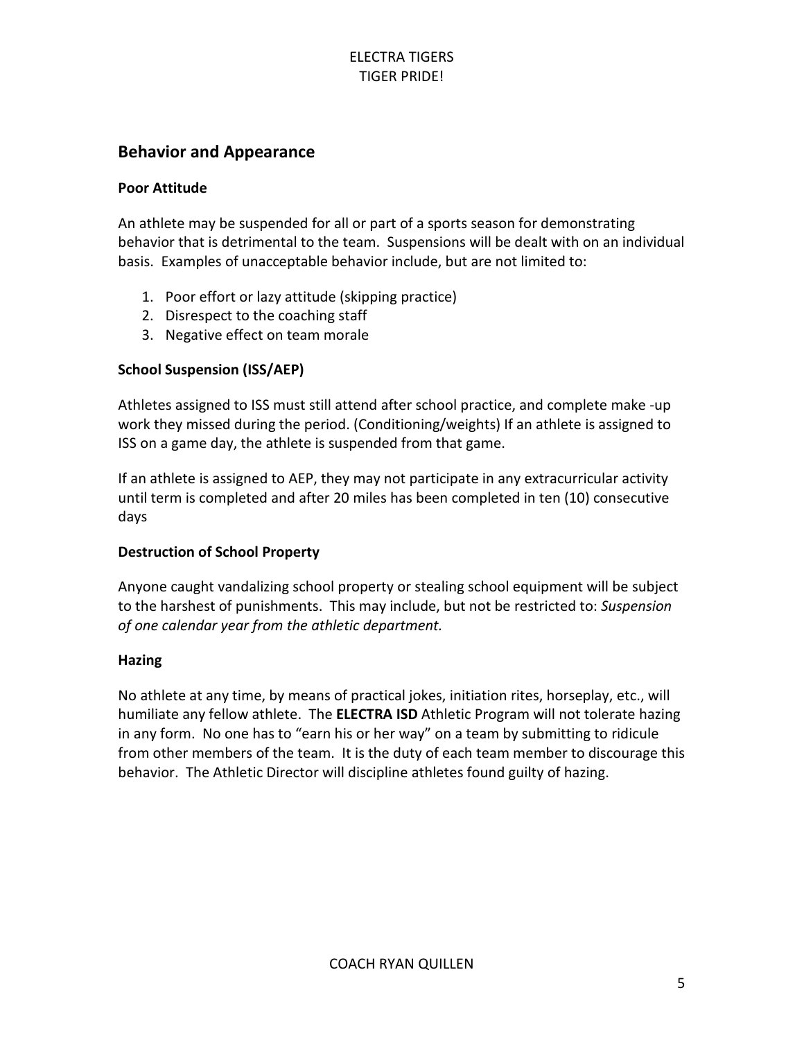## Behavior and Appearance

### Poor Attitude

An athlete may be suspended for all or part of a sports season for demonstrating behavior that is detrimental to the team. Suspensions will be dealt with on an individual basis. Examples of unacceptable behavior include, but are not limited to:

1. Poor effort or lazy attitude (skipping practice)
2. Disrespect to the coaching staff
3. Negative effect on team morale

### School Suspension (ISS/AEP)

Athletes assigned to ISS must still attend after school practice, and complete make -up work they missed during the period. (Conditioning/weights) If an athlete is assigned to ISS on a game day, the athlete is suspended from that game.

If an athlete is assigned to AEP, they may not participate in any extracurricular activity until term is completed and after 20 miles has been completed in ten (10) consecutive days

### Destruction of School Property

Anyone caught vandalizing school property or stealing school equipment will be subject to the harshest of punishments. This may include, but not be restricted to: *Suspension of one calendar year from the athletic department.*

### Hazing

No athlete at any time, by means of practical jokes, initiation rites, horseplay, etc., will humiliate any fellow athlete. The **ELECTRA ISD** Athletic Program will not tolerate hazing in any form. No one has to "earn his or her way" on a team by submitting to ridicule from other members of the team. It is the duty of each team member to discourage this behavior. The Athletic Director will discipline athletes found guilty of hazing.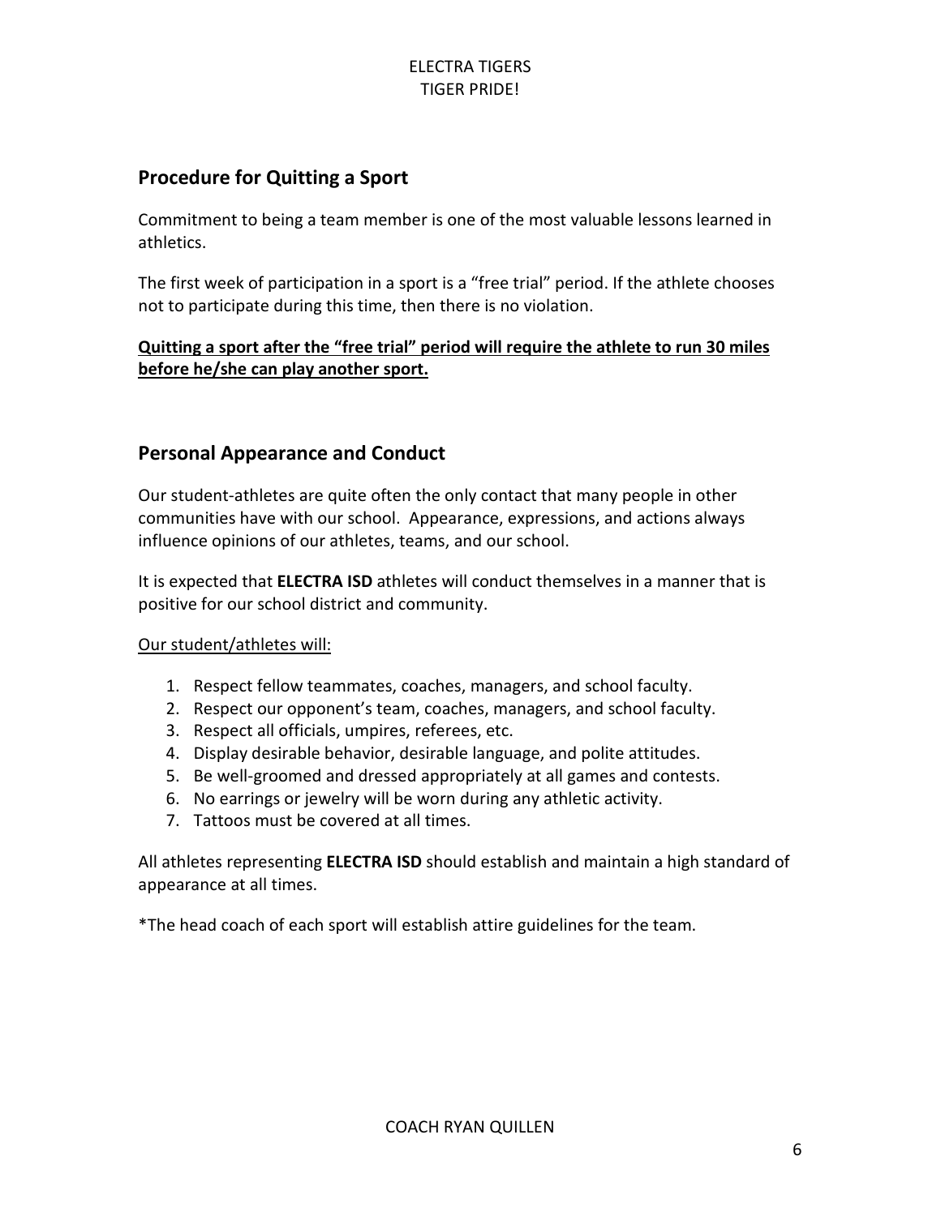## Procedure for Quitting a Sport

Commitment to being a team member is one of the most valuable lessons learned in athletics.

The first week of participation in a sport is a "free trial" period. If the athlete chooses not to participate during this time, then there is no violation.

**Quitting a sport after the "free trial" period will require the athlete to run 30 miles before he/she can play another sport.**

## Personal Appearance and Conduct

Our student-athletes are quite often the only contact that many people in other communities have with our school. Appearance, expressions, and actions always influence opinions of our athletes, teams, and our school.

It is expected that **ELECTRA ISD** athletes will conduct themselves in a manner that is positive for our school district and community.

Our student/athletes will:

1. Respect fellow teammates, coaches, managers, and school faculty.
2. Respect our opponent's team, coaches, managers, and school faculty.
3. Respect all officials, umpires, referees, etc.
4. Display desirable behavior, desirable language, and polite attitudes.
5. Be well-groomed and dressed appropriately at all games and contests.
6. No earrings or jewelry will be worn during any athletic activity.
7. Tattoos must be covered at all times.

All athletes representing **ELECTRA ISD** should establish and maintain a high standard of appearance at all times.

*The head coach of each sport will establish attire guidelines for the team.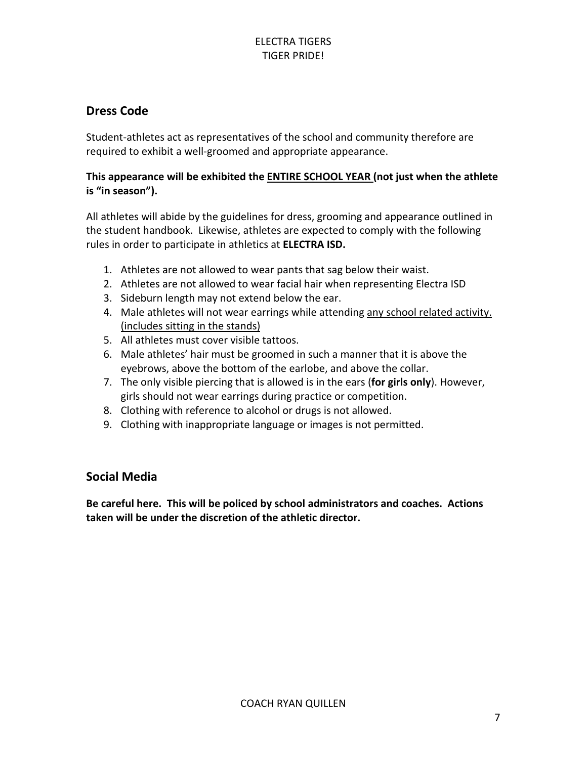## Dress Code

Student-athletes act as representatives of the school and community therefore are required to exhibit a well-groomed and appropriate appearance.

**This appearance will be exhibited the <u>ENTIRE SCHOOL YEAR</u> (not just when the athlete is "in season").**

All athletes will abide by the guidelines for dress, grooming and appearance outlined in the student handbook. Likewise, athletes are expected to comply with the following rules in order to participate in athletics at **ELECTRA ISD.**

1. Athletes are not allowed to wear pants that sag below their waist.
2. Athletes are not allowed to wear facial hair when representing Electra ISD
3. Sideburn length may not extend below the ear.
4. Male athletes will not wear earrings while attending <u>any school related activity. (includes sitting in the stands)</u>
5. All athletes must cover visible tattoos.
6. Male athletes' hair must be groomed in such a manner that it is above the eyebrows, above the bottom of the earlobe, and above the collar.
7. The only visible piercing that is allowed is in the ears (**for girls only**). However, girls should not wear earrings during practice or competition.
8. Clothing with reference to alcohol or drugs is not allowed.
9. Clothing with inappropriate language or images is not permitted.

## Social Media

**Be careful here. This will be policed by school administrators and coaches. Actions taken will be under the discretion of the athletic director.**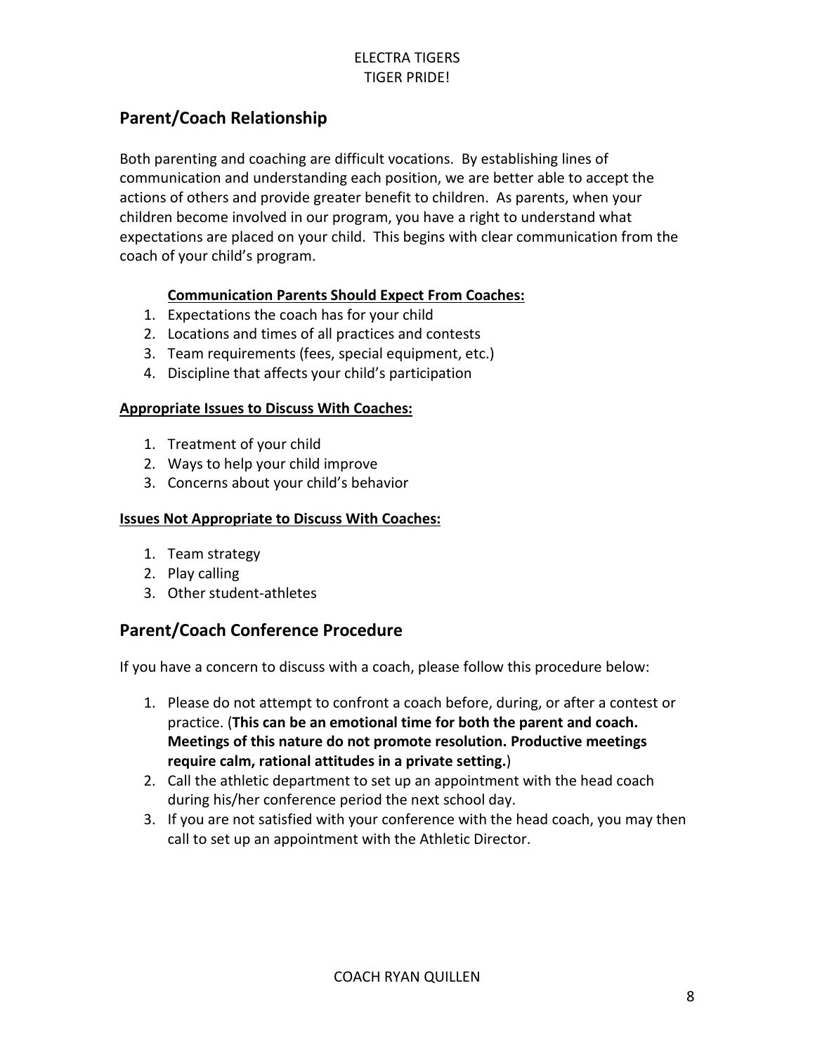## Parent/Coach Relationship

Both parenting and coaching are difficult vocations. By establishing lines of communication and understanding each position, we are better able to accept the actions of others and provide greater benefit to children. As parents, when your children become involved in our program, you have a right to understand what expectations are placed on your child. This begins with clear communication from the coach of your child's program.

**Communication Parents Should Expect From Coaches:**

1. Expectations the coach has for your child
2. Locations and times of all practices and contests
3. Team requirements (fees, special equipment, etc.)
4. Discipline that affects your child's participation

**Appropriate Issues to Discuss With Coaches:**

1. Treatment of your child
2. Ways to help your child improve
3. Concerns about your child's behavior

**Issues Not Appropriate to Discuss With Coaches:**

1. Team strategy
2. Play calling
3. Other student-athletes

## Parent/Coach Conference Procedure

If you have a concern to discuss with a coach, please follow this procedure below:

1. Please do not attempt to confront a coach before, during, or after a contest or practice. (**This can be an emotional time for both the parent and coach. Meetings of this nature do not promote resolution. Productive meetings require calm, rational attitudes in a private setting.**)
2. Call the athletic department to set up an appointment with the head coach during his/her conference period the next school day.
3. If you are not satisfied with your conference with the head coach, you may then call to set up an appointment with the Athletic Director.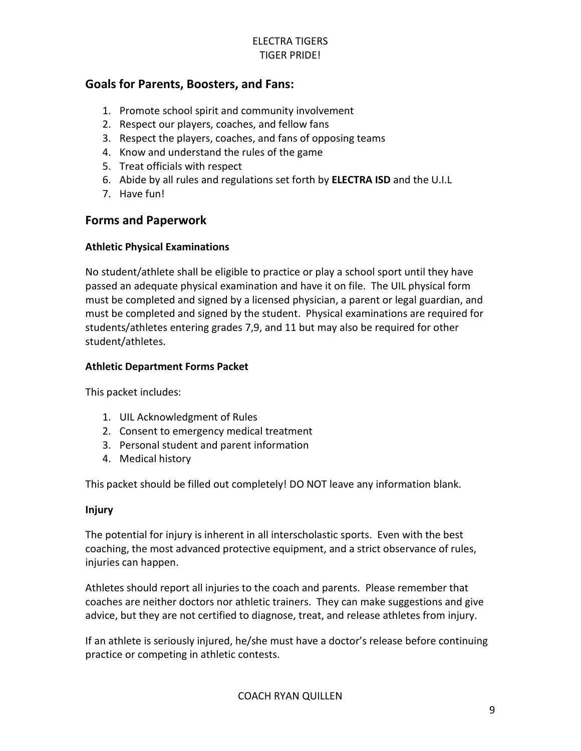## Goals for Parents, Boosters, and Fans:

1. Promote school spirit and community involvement
2. Respect our players, coaches, and fellow fans
3. Respect the players, coaches, and fans of opposing teams
4. Know and understand the rules of the game
5. Treat officials with respect
6. Abide by all rules and regulations set forth by **ELECTRA ISD** and the U.I.L
7. Have fun!

## Forms and Paperwork

### Athletic Physical Examinations

No student/athlete shall be eligible to practice or play a school sport until they have passed an adequate physical examination and have it on file. The UIL physical form must be completed and signed by a licensed physician, a parent or legal guardian, and must be completed and signed by the student. Physical examinations are required for students/athletes entering grades 7,9, and 11 but may also be required for other student/athletes.

### Athletic Department Forms Packet

This packet includes:

1. UIL Acknowledgment of Rules
2. Consent to emergency medical treatment
3. Personal student and parent information
4. Medical history

This packet should be filled out completely! DO NOT leave any information blank.

### Injury

The potential for injury is inherent in all interscholastic sports. Even with the best coaching, the most advanced protective equipment, and a strict observance of rules, injuries can happen.

Athletes should report all injuries to the coach and parents. Please remember that coaches are neither doctors nor athletic trainers. They can make suggestions and give advice, but they are not certified to diagnose, treat, and release athletes from injury.

If an athlete is seriously injured, he/she must have a doctor's release before continuing practice or competing in athletic contests.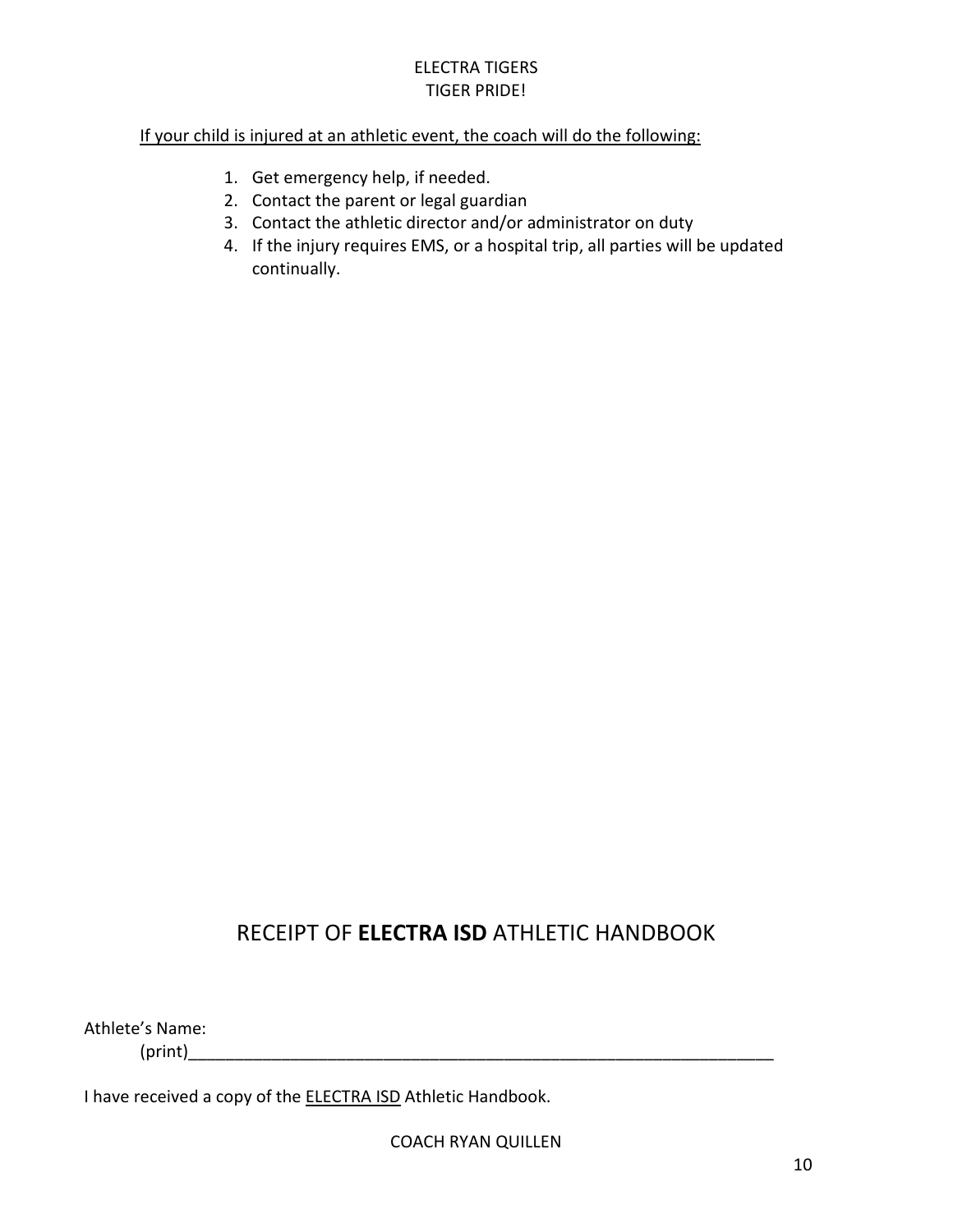ELECTRA TIGERS
TIGER PRIDE!

<u>If your child is injured at an athletic event, the coach will do the following:</u>

1. Get emergency help, if needed.
2. Contact the parent or legal guardian
3. Contact the athletic director and/or administrator on duty
4. If the injury requires EMS, or a hospital trip, all parties will be updated continually.

## RECEIPT OF **ELECTRA ISD** ATHLETIC HANDBOOK

Athlete's Name:
(print)_________________________________________________________________

I have received a copy of the <u>ELECTRA ISD</u> Athletic Handbook.

COACH RYAN QUILLEN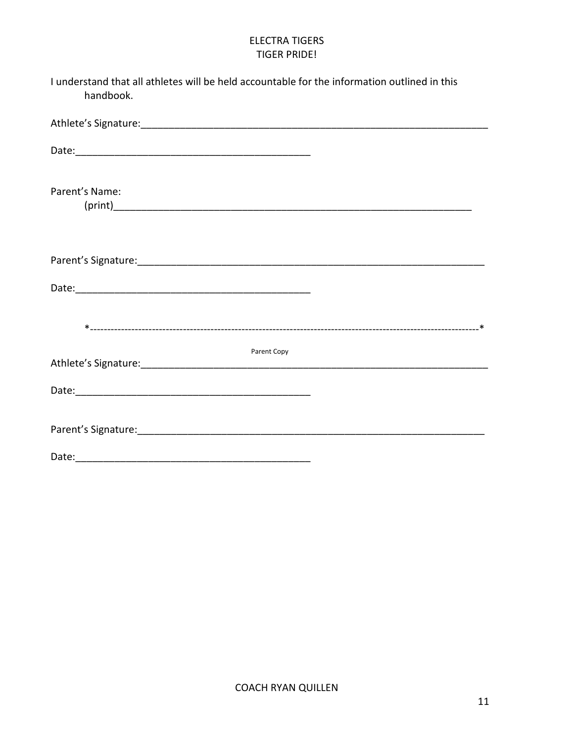ELECTRA TIGERS
TIGER PRIDE!

I understand that all athletes will be held accountable for the information outlined in this handbook.

Athlete's Signature:_______________________________________________________________

Date:_______________________________________

Parent's Name:
(print)___________________________________________________________

Parent's Signature:_______________________________________________________________

Date:_______________________________________

*-----------------------------------------------------------------------------------------------------------------*

Parent Copy

Athlete's Signature:_______________________________________________________________

Date:_______________________________________

Parent's Signature:_______________________________________________________________

Date:_______________________________________

COACH RYAN QUILLEN